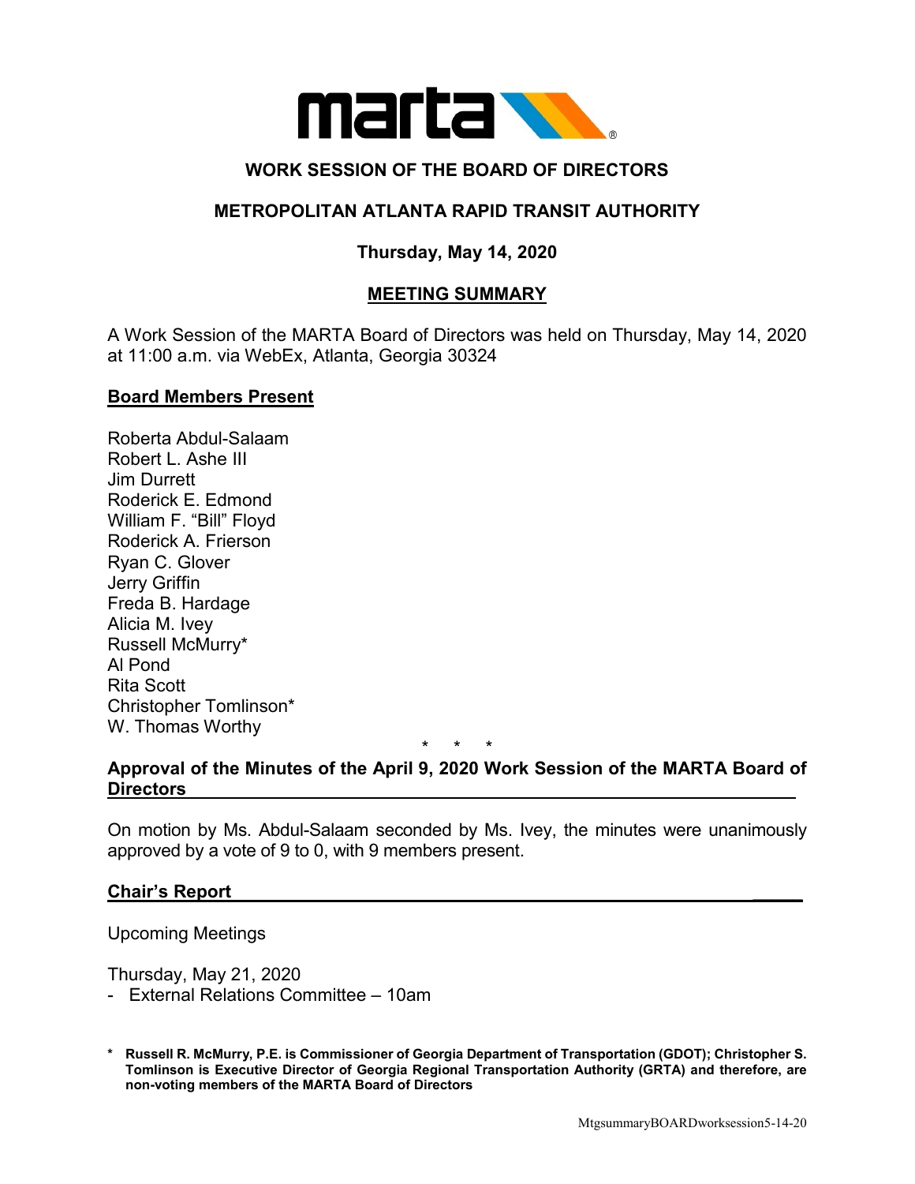# WORK SESSION OF THE BOARD OF DIRECTORS

## METROPOLITAN ATLANTA RAPID TRANSIT AUTHORITY

**Thursday, May 14, 2020**

**MEETING SUMMARY**

A Work Session of the MARTA Board of Directors was held on Thursday, May 14, 2020 at 11:00 a.m. via WebEx, Atlanta, Georgia 30324

**Board Members Present**

Roberta Abdul-Salaam
Robert L. Ashe III
Jim Durrett
Roderick E. Edmond
William F. "Bill" Floyd
Roderick A. Frierson
Ryan C. Glover
Jerry Griffin
Freda B. Hardage
Alicia M. Ivey
Russell McMurry*
Al Pond
Rita Scott
Christopher Tomlinson*
W. Thomas Worthy

\* \* \*

**Approval of the Minutes of the April 9, 2020 Work Session of the MARTA Board of Directors**

On motion by Ms. Abdul-Salaam seconded by Ms. Ivey, the minutes were unanimously approved by a vote of 9 to 0, with 9 members present.

**Chair's Report**

Upcoming Meetings

Thursday, May 21, 2020
- External Relations Committee – 10am

**\* Russell R. McMurry, P.E. is Commissioner of Georgia Department of Transportation (GDOT); Christopher S. Tomlinson is Executive Director of Georgia Regional Transportation Authority (GRTA) and therefore, are non-voting members of the MARTA Board of Directors**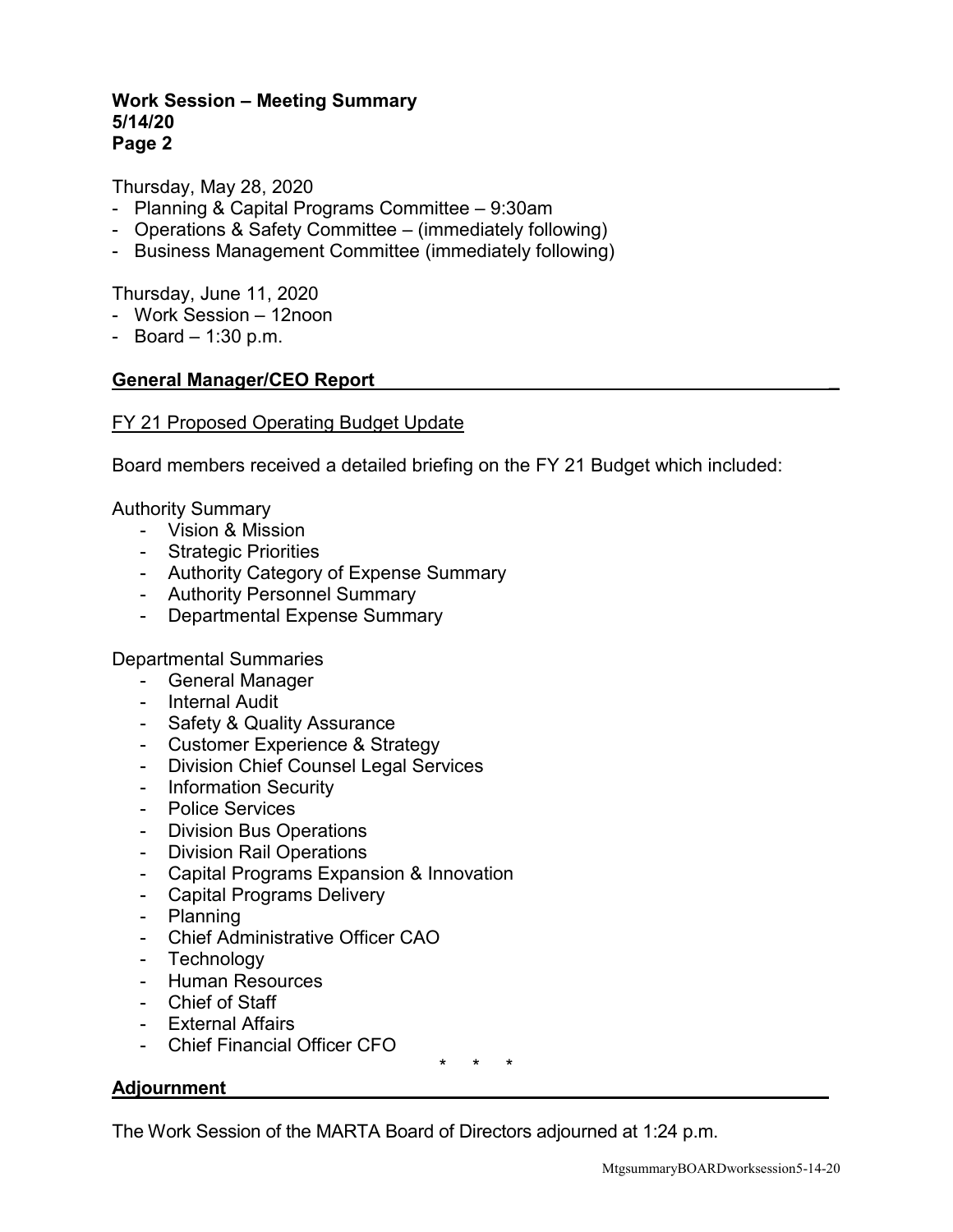Thursday, May 28, 2020

- Planning & Capital Programs Committee – 9:30am
- Operations & Safety Committee – (immediately following)
- Business Management Committee (immediately following)

Thursday, June 11, 2020

- Work Session – 12noon
- Board – 1:30 p.m.

## General Manager/CEO Report

### FY 21 Proposed Operating Budget Update

Board members received a detailed briefing on the FY 21 Budget which included:

Authority Summary

- Vision & Mission
- Strategic Priorities
- Authority Category of Expense Summary
- Authority Personnel Summary
- Departmental Expense Summary

Departmental Summaries

- General Manager
- Internal Audit
- Safety & Quality Assurance
- Customer Experience & Strategy
- Division Chief Counsel Legal Services
- Information Security
- Police Services
- Division Bus Operations
- Division Rail Operations
- Capital Programs Expansion & Innovation
- Capital Programs Delivery
- Planning
- Chief Administrative Officer CAO
- Technology
- Human Resources
- Chief of Staff
- External Affairs
- Chief Financial Officer CFO

\* \* \*

## Adjournment

The Work Session of the MARTA Board of Directors adjourned at 1:24 p.m.